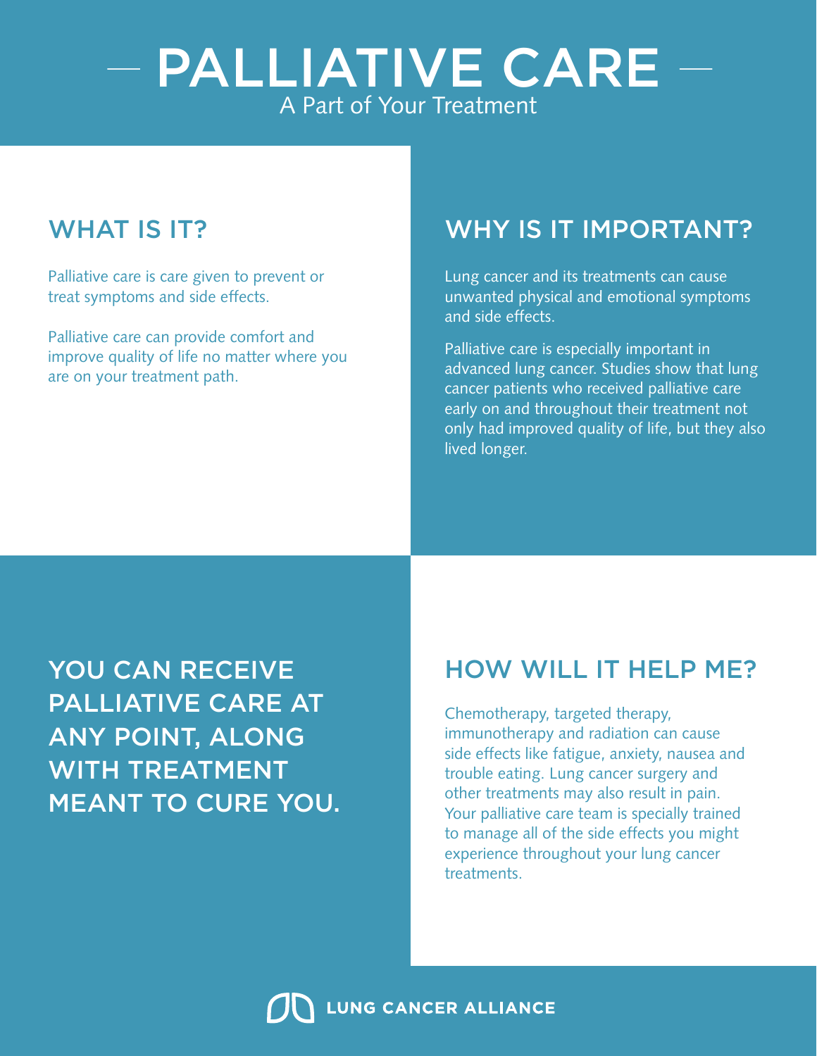# PALLIATIVE CARE

A Part of Your Treatment

## WHAT IS IT?

Palliative care is care given to prevent or treat symptoms and side effects.

Palliative care can provide comfort and improve quality of life no matter where you are on your treatment path.

## WHY IS IT IMPORTANT?

Lung cancer and its treatments can cause unwanted physical and emotional symptoms and side effects.

Palliative care is especially important in advanced lung cancer. Studies show that lung cancer patients who received palliative care early on and throughout their treatment not only had improved quality of life, but they also lived longer.

**YOU CAN RECEIVE PALLIATIVE CARE AT ANY POINT, ALONG WITH TREATMENT MEANT TO CURE YOU.**

## HOW WILL IT HELP ME?

Chemotherapy, targeted therapy, immunotherapy and radiation can cause side effects like fatigue, anxiety, nausea and trouble eating. Lung cancer surgery and other treatments may also result in pain. Your palliative care team is specially trained to manage all of the side effects you might experience throughout your lung cancer treatments.

LUNG CANCER ALLIANCE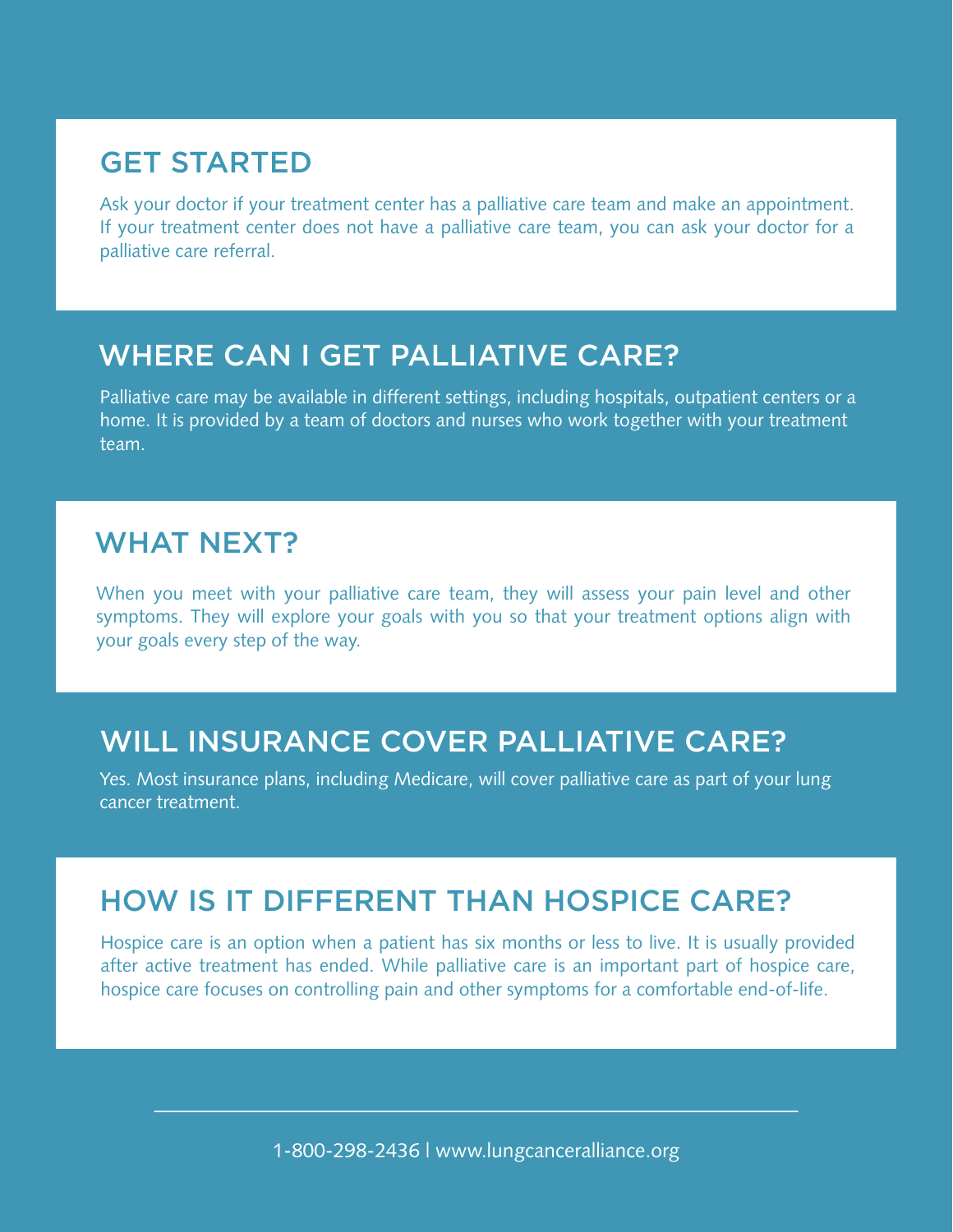## GET STARTED

Ask your doctor if your treatment center has a palliative care team and make an appointment. If your treatment center does not have a palliative care team, you can ask your doctor for a palliative care referral.

## WHERE CAN I GET PALLIATIVE CARE?

Palliative care may be available in different settings, including hospitals, outpatient centers or a home. It is provided by a team of doctors and nurses who work together with your treatment team.

## WHAT NEXT?

When you meet with your palliative care team, they will assess your pain level and other symptoms. They will explore your goals with you so that your treatment options align with your goals every step of the way.

## WILL INSURANCE COVER PALLIATIVE CARE?

Yes. Most insurance plans, including Medicare, will cover palliative care as part of your lung cancer treatment.

## HOW IS IT DIFFERENT THAN HOSPICE CARE?

Hospice care is an option when a patient has six months or less to live. It is usually provided after active treatment has ended. While palliative care is an important part of hospice care, hospice care focuses on controlling pain and other symptoms for a comfortable end-of-life.

---

1-800-298-2436 | www.lungcancerallianc e.org

## GET STARTED

Ask your doctor if your treatment center has a palliative care team and make an appointment. If your treatment center does not have a palliative care team, you can ask your doctor for a palliative care referral.

## WHERE CAN I GET PALLIATIVE CARE?

Palliative care may be available in different settings, including hospitals, outpatient centers or a home. It is provided by a team of doctors and nurses who work together with your treatment team.

## WHAT NEXT?

When you meet with your palliative care team, they will assess your pain level and other symptoms. They will explore your goals with you so that your treatment options align with your goals every step of the way.

## WILL INSURANCE COVER PALLIATIVE CARE?

Yes. Most insurance plans, including Medicare, will cover palliative care as part of your lung cancer treatment.

## HOW IS IT DIFFERENT THAN HOSPICE CARE?

Hospice care is an option when a patient has six months or less to live. It is usually provided after active treatment has ended. While palliative care is an important part of hospice care, hospice care focuses on controlling pain and other symptoms for a comfortable end-of-life.

---

1-800-298-2436 | www.lungcanceralliance.org